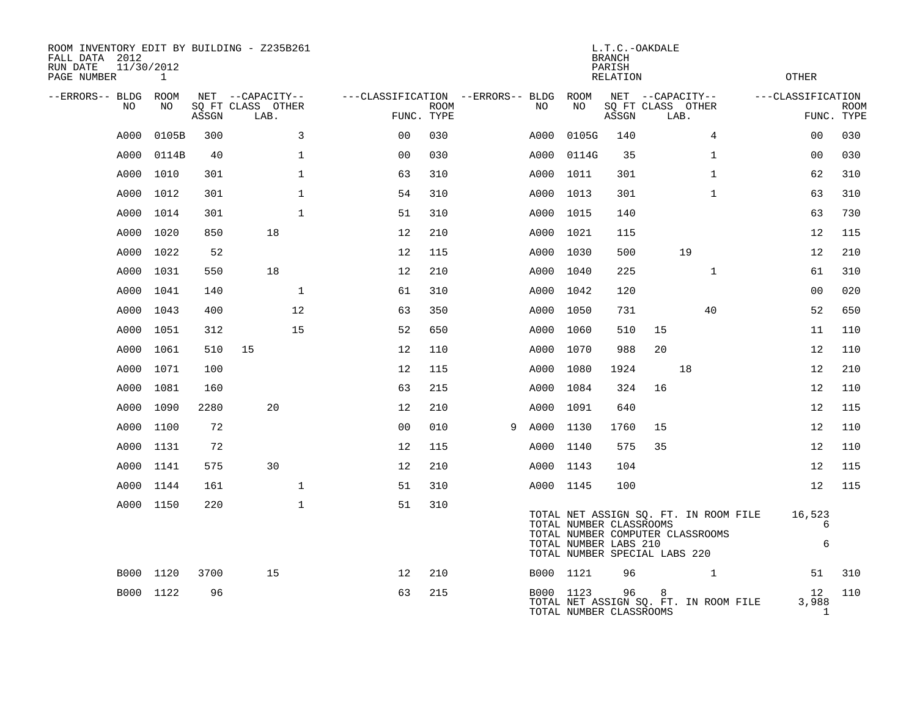ROOM INVENTORY EDIT BY BUILDING - Z235B261
FALL DATA 2012
RUN DATE 11/30/2012

L.T.C.-OAKDALE
BRANCH
PARISH
RELATION
OTHER

| --ERRORS-- | BLDG NO | ROOM NO | NET SQ FT ASSGN | CAPACITY CLASS | CAPACITY LAB. | CAPACITY OTHER | CLASSIFICATION FUNC. | ROOM TYPE | --ERRORS-- | BLDG NO | ROOM NO | NET SQ FT ASSGN | CAPACITY CLASS | CAPACITY LAB. | CAPACITY OTHER | CLASSIFICATION FUNC. | ROOM TYPE |
|---|---|---|---|---|---|---|---|---|---|---|---|---|---|---|---|---|---|
| | A000 | 0105B | 300 | | | 3 | 00 | 030 | | A000 | 0105G | 140 | | | 4 | 00 | 030 |
| | A000 | 0114B | 40 | | | 1 | 00 | 030 | | A000 | 0114G | 35 | | | 1 | 00 | 030 |
| | A000 | 1010 | 301 | | | 1 | 63 | 310 | | A000 | 1011 | 301 | | | 1 | 62 | 310 |
| | A000 | 1012 | 301 | | | 1 | 54 | 310 | | A000 | 1013 | 301 | | | 1 | 63 | 310 |
| | A000 | 1014 | 301 | | | 1 | 51 | 310 | | A000 | 1015 | 140 | | | | 63 | 730 |
| | A000 | 1020 | 850 | | 18 | | 12 | 210 | | A000 | 1021 | 115 | | | | 12 | 115 |
| | A000 | 1022 | 52 | | | | 12 | 115 | | A000 | 1030 | 500 | | 19 | | 12 | 210 |
| | A000 | 1031 | 550 | | 18 | | 12 | 210 | | A000 | 1040 | 225 | | | 1 | 61 | 310 |
| | A000 | 1041 | 140 | | | 1 | 61 | 310 | | A000 | 1042 | 120 | | | | 00 | 020 |
| | A000 | 1043 | 400 | | | 12 | 63 | 350 | | A000 | 1050 | 731 | | | 40 | 52 | 650 |
| | A000 | 1051 | 312 | | | 15 | 52 | 650 | | A000 | 1060 | 510 | 15 | | | 11 | 110 |
| | A000 | 1061 | 510 | 15 | | | 12 | 110 | | A000 | 1070 | 988 | 20 | | | 12 | 110 |
| | A000 | 1071 | 100 | | | | 12 | 115 | | A000 | 1080 | 1924 | | 18 | | 12 | 210 |
| | A000 | 1081 | 160 | | | | 63 | 215 | | A000 | 1084 | 324 | 16 | | | 12 | 110 |
| | A000 | 1090 | 2280 | | 20 | | 12 | 210 | | A000 | 1091 | 640 | | | | 12 | 115 |
| | A000 | 1100 | 72 | | | | 00 | 010 | 9 | A000 | 1130 | 1760 | 15 | | | 12 | 110 |
| | A000 | 1131 | 72 | | | | 12 | 115 | | A000 | 1140 | 575 | 35 | | | 12 | 110 |
| | A000 | 1141 | 575 | | 30 | | 12 | 210 | | A000 | 1143 | 104 | | | | 12 | 115 |
| | A000 | 1144 | 161 | | | 1 | 51 | 310 | | A000 | 1145 | 100 | | | | 12 | 115 |
| | A000 | 1150 | 220 | | | 1 | 51 | 310 | | | | | | | | | |

TOTAL NET ASSIGN SQ. FT. IN ROOM FILE 16,523
TOTAL NUMBER CLASSROOMS 6
TOTAL NUMBER COMPUTER CLASSROOMS
TOTAL NUMBER LABS 210 6
TOTAL NUMBER SPECIAL LABS 220

| --ERRORS-- | BLDG NO | ROOM NO | NET SQ FT ASSGN | CAPACITY CLASS | CAPACITY LAB. | CAPACITY OTHER | CLASSIFICATION FUNC. | ROOM TYPE | --ERRORS-- | BLDG NO | ROOM NO | NET SQ FT ASSGN | CAPACITY CLASS | CAPACITY LAB. | CAPACITY OTHER | CLASSIFICATION FUNC. | ROOM TYPE |
|---|---|---|---|---|---|---|---|---|---|---|---|---|---|---|---|---|---|
| | B000 | 1120 | 3700 | | 15 | | 12 | 210 | | B000 | 1121 | 96 | | | 1 | 51 | 310 |
| | B000 | 1122 | 96 | | | | 63 | 215 | | B000 | 1123 | 96 | 8 | | | 12 | 110 |

TOTAL NET ASSIGN SQ. FT. IN ROOM FILE 3,988
TOTAL NUMBER CLASSROOMS 1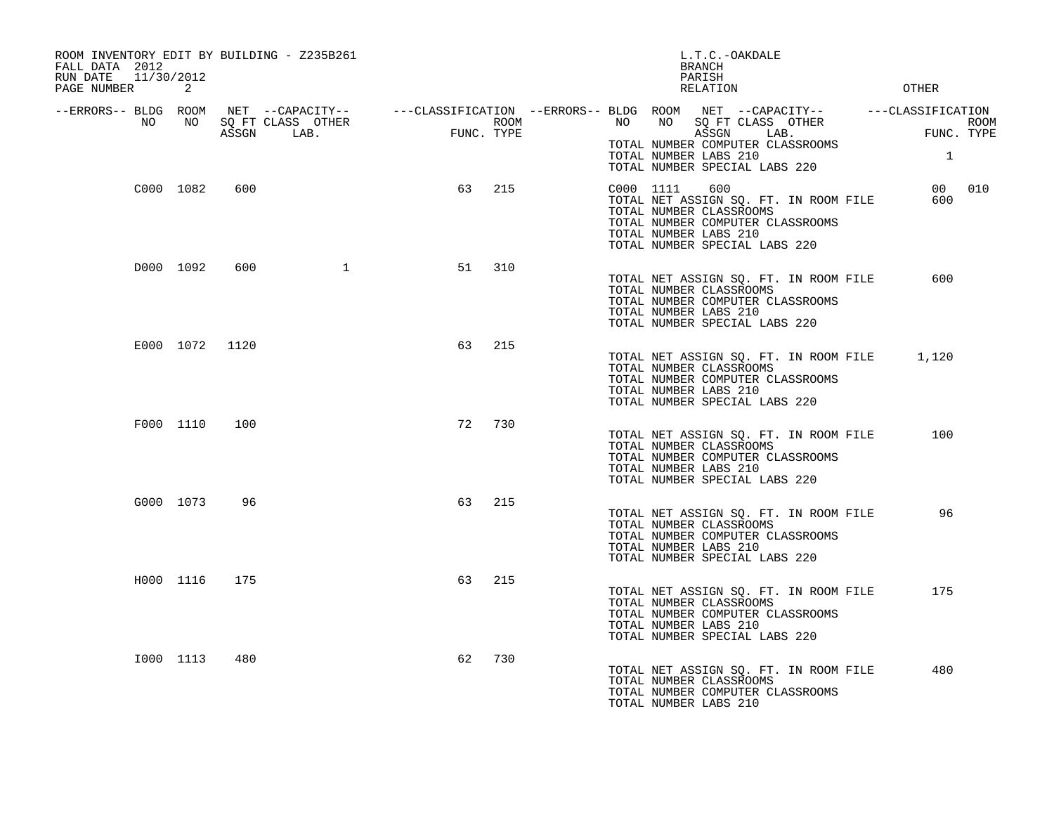ROOM INVENTORY EDIT BY BUILDING - Z235B261
FALL DATA 2012
RUN DATE 11/30/2012
PAGE NUMBER 2

L.T.C.-OAKDALE
BRANCH
PARISH
RELATION

OTHER

| --ERRORS-- | BLDG NO | ROOM NO | NET ASSGN SQ FT | --CAPACITY-- CLASS LAB. | OTHER | ---CLASSIFICATION FUNC. | ROOM TYPE | --ERRORS-- | BLDG NO | ROOM NO | NET ASSGN SQ FT | --CAPACITY-- CLASS LAB. | OTHER | ---CLASSIFICATION FUNC. | ROOM TYPE |
|---|---|---|---|---|---|---|---|---|---|---|---|---|---|---|---|
| | | | | | | | | | TOTAL NUMBER COMPUTER CLASSROOMS | | | | | | |
| | | | | | | | | | TOTAL NUMBER LABS 210 | | | | | 1 | |
| | | | | | | | | | TOTAL NUMBER SPECIAL LABS 220 | | | | | | |
| | C000 | 1082 | 600 | | | 63 | 215 | | C000 | 1111 | 600 | | | 00 | 010 |
| | | | | | | | | | TOTAL NET ASSIGN SQ. FT. IN ROOM FILE | | | | | 600 | |
| | | | | | | | | | TOTAL NUMBER CLASSROOMS | | | | | | |
| | | | | | | | | | TOTAL NUMBER COMPUTER CLASSROOMS | | | | | | |
| | | | | | | | | | TOTAL NUMBER LABS 210 | | | | | | |
| | | | | | | | | | TOTAL NUMBER SPECIAL LABS 220 | | | | | | |
| | D000 | 1092 | 600 | | 1 | 51 | 310 | | | | | | | | |
| | | | | | | | | | TOTAL NET ASSIGN SQ. FT. IN ROOM FILE | | | | | 600 | |
| | | | | | | | | | TOTAL NUMBER CLASSROOMS | | | | | | |
| | | | | | | | | | TOTAL NUMBER COMPUTER CLASSROOMS | | | | | | |
| | | | | | | | | | TOTAL NUMBER LABS 210 | | | | | | |
| | | | | | | | | | TOTAL NUMBER SPECIAL LABS 220 | | | | | | |
| | E000 | 1072 | 1120 | | | 63 | 215 | | | | | | | | |
| | | | | | | | | | TOTAL NET ASSIGN SQ. FT. IN ROOM FILE | | | | | 1,120 | |
| | | | | | | | | | TOTAL NUMBER CLASSROOMS | | | | | | |
| | | | | | | | | | TOTAL NUMBER COMPUTER CLASSROOMS | | | | | | |
| | | | | | | | | | TOTAL NUMBER LABS 210 | | | | | | |
| | | | | | | | | | TOTAL NUMBER SPECIAL LABS 220 | | | | | | |
| | F000 | 1110 | 100 | | | 72 | 730 | | | | | | | | |
| | | | | | | | | | TOTAL NET ASSIGN SQ. FT. IN ROOM FILE | | | | | 100 | |
| | | | | | | | | | TOTAL NUMBER CLASSROOMS | | | | | | |
| | | | | | | | | | TOTAL NUMBER COMPUTER CLASSROOMS | | | | | | |
| | | | | | | | | | TOTAL NUMBER LABS 210 | | | | | | |
| | | | | | | | | | TOTAL NUMBER SPECIAL LABS 220 | | | | | | |
| | G000 | 1073 | 96 | | | 63 | 215 | | | | | | | | |
| | | | | | | | | | TOTAL NET ASSIGN SQ. FT. IN ROOM FILE | | | | | 96 | |
| | | | | | | | | | TOTAL NUMBER CLASSROOMS | | | | | | |
| | | | | | | | | | TOTAL NUMBER COMPUTER CLASSROOMS | | | | | | |
| | | | | | | | | | TOTAL NUMBER LABS 210 | | | | | | |
| | | | | | | | | | TOTAL NUMBER SPECIAL LABS 220 | | | | | | |
| | H000 | 1116 | 175 | | | 63 | 215 | | | | | | | | |
| | | | | | | | | | TOTAL NET ASSIGN SQ. FT. IN ROOM FILE | | | | | 175 | |
| | | | | | | | | | TOTAL NUMBER CLASSROOMS | | | | | | |
| | | | | | | | | | TOTAL NUMBER COMPUTER CLASSROOMS | | | | | | |
| | | | | | | | | | TOTAL NUMBER LABS 210 | | | | | | |
| | | | | | | | | | TOTAL NUMBER SPECIAL LABS 220 | | | | | | |
| | I000 | 1113 | 480 | | | 62 | 730 | | | | | | | | |
| | | | | | | | | | TOTAL NET ASSIGN SQ. FT. IN ROOM FILE | | | | | 480 | |
| | | | | | | | | | TOTAL NUMBER CLASSROOMS | | | | | | |
| | | | | | | | | | TOTAL NUMBER COMPUTER CLASSROOMS | | | | | | |
| | | | | | | | | | TOTAL NUMBER LABS 210 | | | | | | |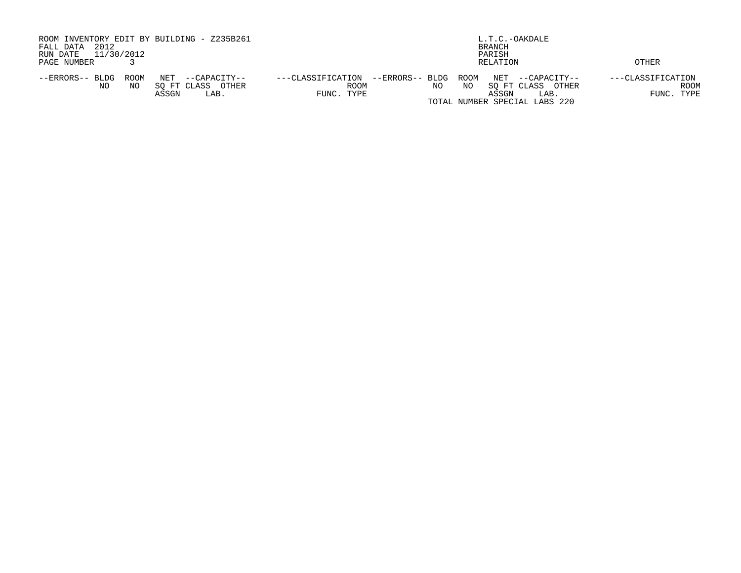ROOM INVENTORY EDIT BY BUILDING - Z235B261
FALL DATA 2012
RUN DATE 11/30/2012
PAGE NUMBER 3

L.T.C.-OAKDALE
BRANCH
PARISH
RELATION OTHER

| --ERRORS-- | BLDG NO | ROOM NO | NET SQ FT ASSGN | --CAPACITY-- CLASS | OTHER LAB. | ---CLASSIFICATION FUNC. | ROOM TYPE | --ERRORS-- | BLDG NO | ROOM NO | NET SQ FT ASSGN | --CAPACITY-- CLASS | OTHER LAB. | ---CLASSIFICATION FUNC. | ROOM TYPE |
|---|---|---|---|---|---|---|---|---|---|---|---|---|---|---|---|

TOTAL NUMBER SPECIAL LABS 220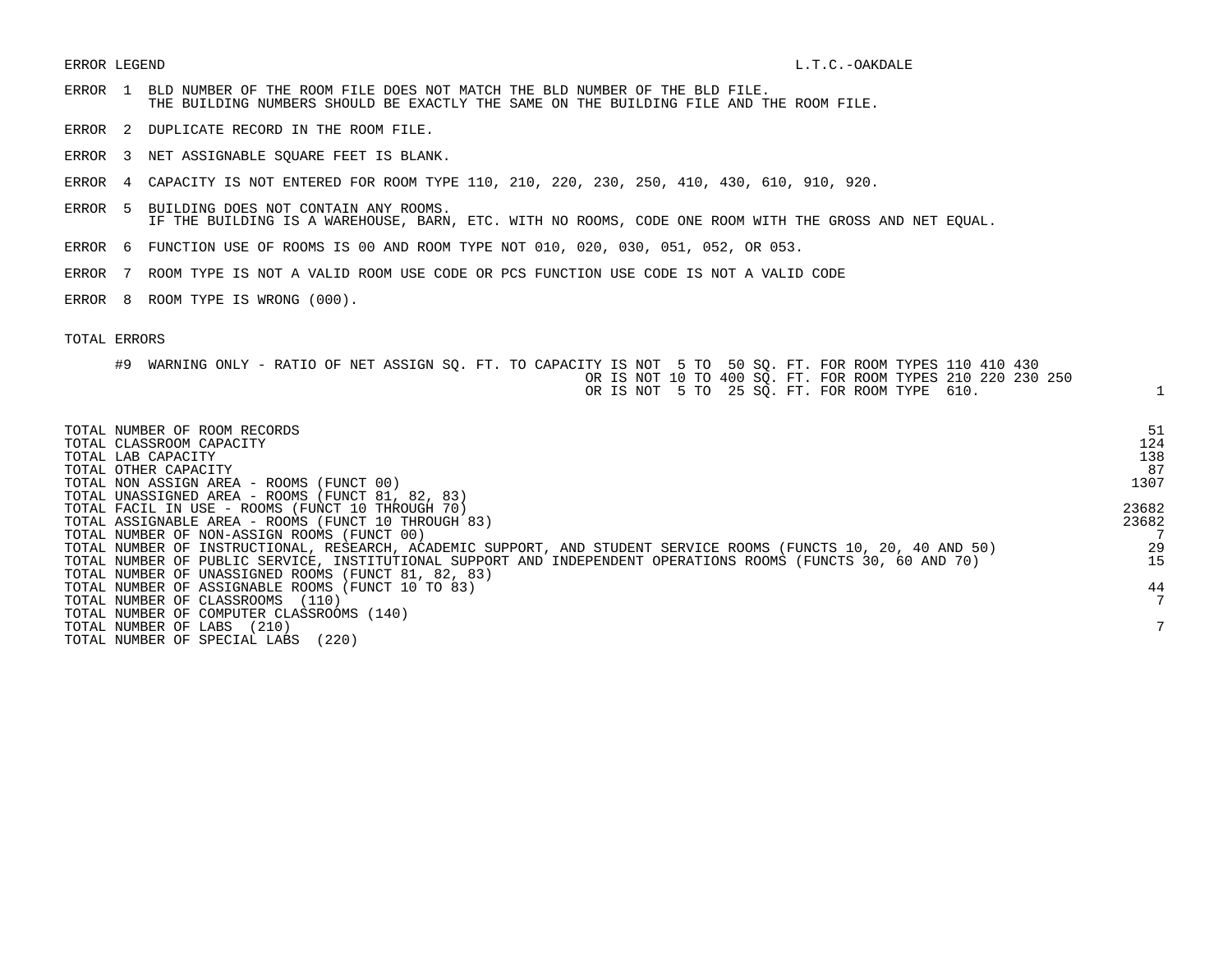ERROR LEGEND L.T.C.-OAKDALE

ERROR 1 BLD NUMBER OF THE ROOM FILE DOES NOT MATCH THE BLD NUMBER OF THE BLD FILE.
THE BUILDING NUMBERS SHOULD BE EXACTLY THE SAME ON THE BUILDING FILE AND THE ROOM FILE.

ERROR 2 DUPLICATE RECORD IN THE ROOM FILE.

ERROR 3 NET ASSIGNABLE SQUARE FEET IS BLANK.

ERROR 4 CAPACITY IS NOT ENTERED FOR ROOM TYPE 110, 210, 220, 230, 250, 410, 430, 610, 910, 920.

ERROR 5 BUILDING DOES NOT CONTAIN ANY ROOMS.
IF THE BUILDING IS A WAREHOUSE, BARN, ETC. WITH NO ROOMS, CODE ONE ROOM WITH THE GROSS AND NET EQUAL.

ERROR 6 FUNCTION USE OF ROOMS IS 00 AND ROOM TYPE NOT 010, 020, 030, 051, 052, OR 053.

ERROR 7 ROOM TYPE IS NOT A VALID ROOM USE CODE OR PCS FUNCTION USE CODE IS NOT A VALID CODE

ERROR 8 ROOM TYPE IS WRONG (000).

TOTAL ERRORS

| | |
|---|---|
| #9 WARNING ONLY - RATIO OF NET ASSIGN SQ. FT. TO CAPACITY IS NOT 5 TO 50 SQ. FT. FOR ROOM TYPES 110 410 430 OR IS NOT 10 TO 400 SQ. FT. FOR ROOM TYPES 210 220 230 250 OR IS NOT 5 TO 25 SQ. FT. FOR ROOM TYPE 610. | 1 |

| | |
|---|---|
| TOTAL NUMBER OF ROOM RECORDS | 51 |
| TOTAL CLASSROOM CAPACITY | 124 |
| TOTAL LAB CAPACITY | 138 |
| TOTAL OTHER CAPACITY | 87 |
| TOTAL NON ASSIGN AREA - ROOMS (FUNCT 00) | 1307 |
| TOTAL UNASSIGNED AREA - ROOMS (FUNCT 81, 82, 83) | |
| TOTAL FACIL IN USE - ROOMS (FUNCT 10 THROUGH 70) | 23682 |
| TOTAL ASSIGNABLE AREA - ROOMS (FUNCT 10 THROUGH 83) | 23682 |
| TOTAL NUMBER OF NON-ASSIGN ROOMS (FUNCT 00) | 7 |
| TOTAL NUMBER OF INSTRUCTIONAL, RESEARCH, ACADEMIC SUPPORT, AND STUDENT SERVICE ROOMS (FUNCTS 10, 20, 40 AND 50) | 29 |
| TOTAL NUMBER OF PUBLIC SERVICE, INSTITUTIONAL SUPPORT AND INDEPENDENT OPERATIONS ROOMS (FUNCTS 30, 60 AND 70) | 15 |
| TOTAL NUMBER OF UNASSIGNED ROOMS (FUNCT 81, 82, 83) | |
| TOTAL NUMBER OF ASSIGNABLE ROOMS (FUNCT 10 TO 83) | 44 |
| TOTAL NUMBER OF CLASSROOMS (110) | 7 |
| TOTAL NUMBER OF COMPUTER CLASSROOMS (140) | |
| TOTAL NUMBER OF LABS (210) | 7 |
| TOTAL NUMBER OF SPECIAL LABS (220) | |